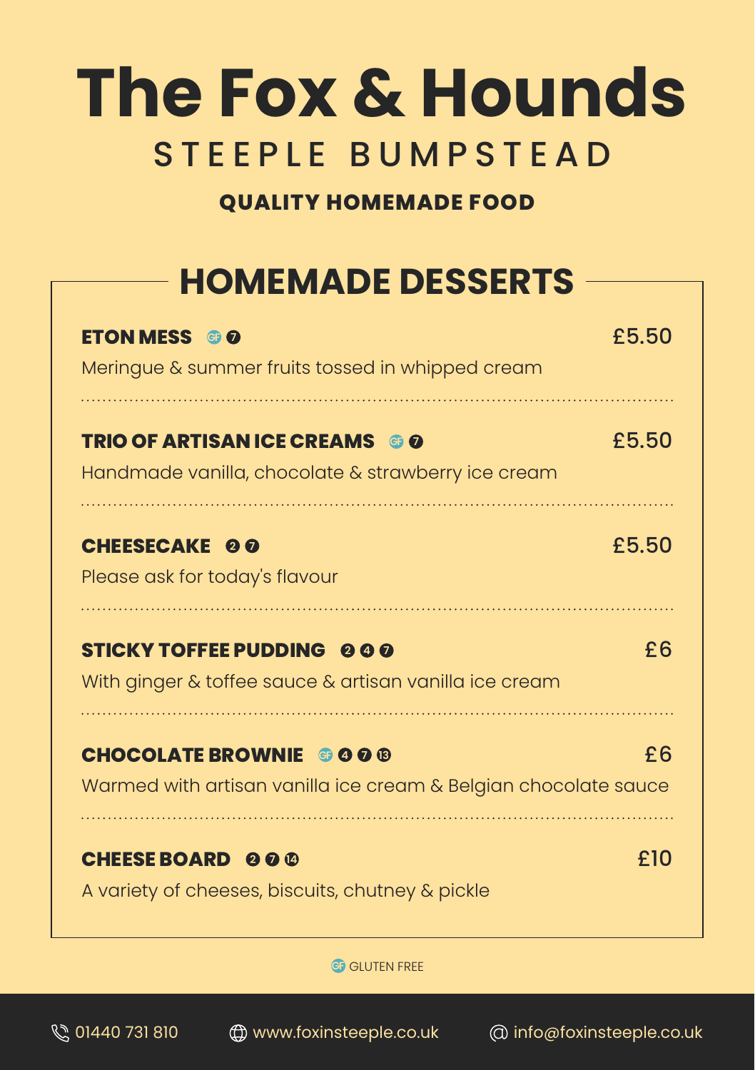# The Fox & Hounds

## STEEPLE BUMPSTEAD

**QUALITY HOMEMADE FOOD**

## HOMEMADE DESSERTS

**ETON MESS** GF 7 — £5.50

Meringue & summer fruits tossed in whipped cream

**TRIO OF ARTISAN ICE CREAMS** GF 7 — £5.50

Handmade vanilla, chocolate & strawberry ice cream

**CHEESECAKE** 2 7 — £5.50

Please ask for today's flavour

**STICKY TOFFEE PUDDING** 2 4 7 — £6

With ginger & toffee sauce & artisan vanilla ice cream

**CHOCOLATE BROWNIE** GF 4 7 13 — £6

Warmed with artisan vanilla ice cream & Belgian chocolate sauce

**CHEESE BOARD** 2 7 14 — £10

A variety of cheeses, biscuits, chutney & pickle

GF GLUTEN FREE

01440 731 810 | www.foxinsteeple.co.uk | info@foxinsteeple.co.uk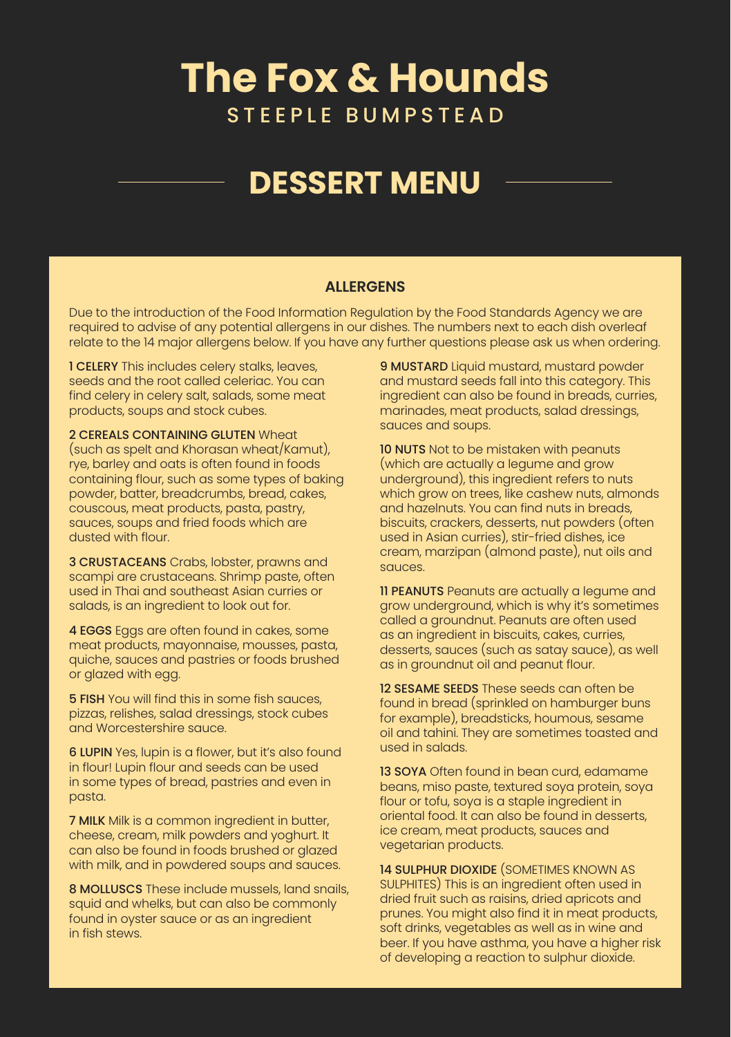# The Fox & Hounds

STEEPLE BUMPSTEAD

## DESSERT MENU

### ALLERGENS

Due to the introduction of the Food Information Regulation by the Food Standards Agency we are required to advise of any potential allergens in our dishes. The numbers next to each dish overleaf relate to the 14 major allergens below. If you have any further questions please ask us when ordering.

**1 CELERY** This includes celery stalks, leaves, seeds and the root called celeriac. You can find celery in celery salt, salads, some meat products, soups and stock cubes.

**2 CEREALS CONTAINING GLUTEN** Wheat (such as spelt and Khorasan wheat/Kamut), rye, barley and oats is often found in foods containing flour, such as some types of baking powder, batter, breadcrumbs, bread, cakes, couscous, meat products, pasta, pastry, sauces, soups and fried foods which are dusted with flour.

**3 CRUSTACEANS** Crabs, lobster, prawns and scampi are crustaceans. Shrimp paste, often used in Thai and southeast Asian curries or salads, is an ingredient to look out for.

**4 EGGS** Eggs are often found in cakes, some meat products, mayonnaise, mousses, pasta, quiche, sauces and pastries or foods brushed or glazed with egg.

**5 FISH** You will find this in some fish sauces, pizzas, relishes, salad dressings, stock cubes and Worcestershire sauce.

**6 LUPIN** Yes, lupin is a flower, but it's also found in flour! Lupin flour and seeds can be used in some types of bread, pastries and even in pasta.

**7 MILK** Milk is a common ingredient in butter, cheese, cream, milk powders and yoghurt. It can also be found in foods brushed or glazed with milk, and in powdered soups and sauces.

**8 MOLLUSCS** These include mussels, land snails, squid and whelks, but can also be commonly found in oyster sauce or as an ingredient in fish stews.

**9 MUSTARD** Liquid mustard, mustard powder and mustard seeds fall into this category. This ingredient can also be found in breads, curries, marinades, meat products, salad dressings, sauces and soups.

**10 NUTS** Not to be mistaken with peanuts (which are actually a legume and grow underground), this ingredient refers to nuts which grow on trees, like cashew nuts, almonds and hazelnuts. You can find nuts in breads, biscuits, crackers, desserts, nut powders (often used in Asian curries), stir-fried dishes, ice cream, marzipan (almond paste), nut oils and sauces.

**11 PEANUTS** Peanuts are actually a legume and grow underground, which is why it's sometimes called a groundnut. Peanuts are often used as an ingredient in biscuits, cakes, curries, desserts, sauces (such as satay sauce), as well as in groundnut oil and peanut flour.

**12 SESAME SEEDS** These seeds can often be found in bread (sprinkled on hamburger buns for example), breadsticks, houmous, sesame oil and tahini. They are sometimes toasted and used in salads.

**13 SOYA** Often found in bean curd, edamame beans, miso paste, textured soya protein, soya flour or tofu, soya is a staple ingredient in oriental food. It can also be found in desserts, ice cream, meat products, sauces and vegetarian products.

**14 SULPHUR DIOXIDE** (SOMETIMES KNOWN AS SULPHITES) This is an ingredient often used in dried fruit such as raisins, dried apricots and prunes. You might also find it in meat products, soft drinks, vegetables as well as in wine and beer. If you have asthma, you have a higher risk of developing a reaction to sulphur dioxide.